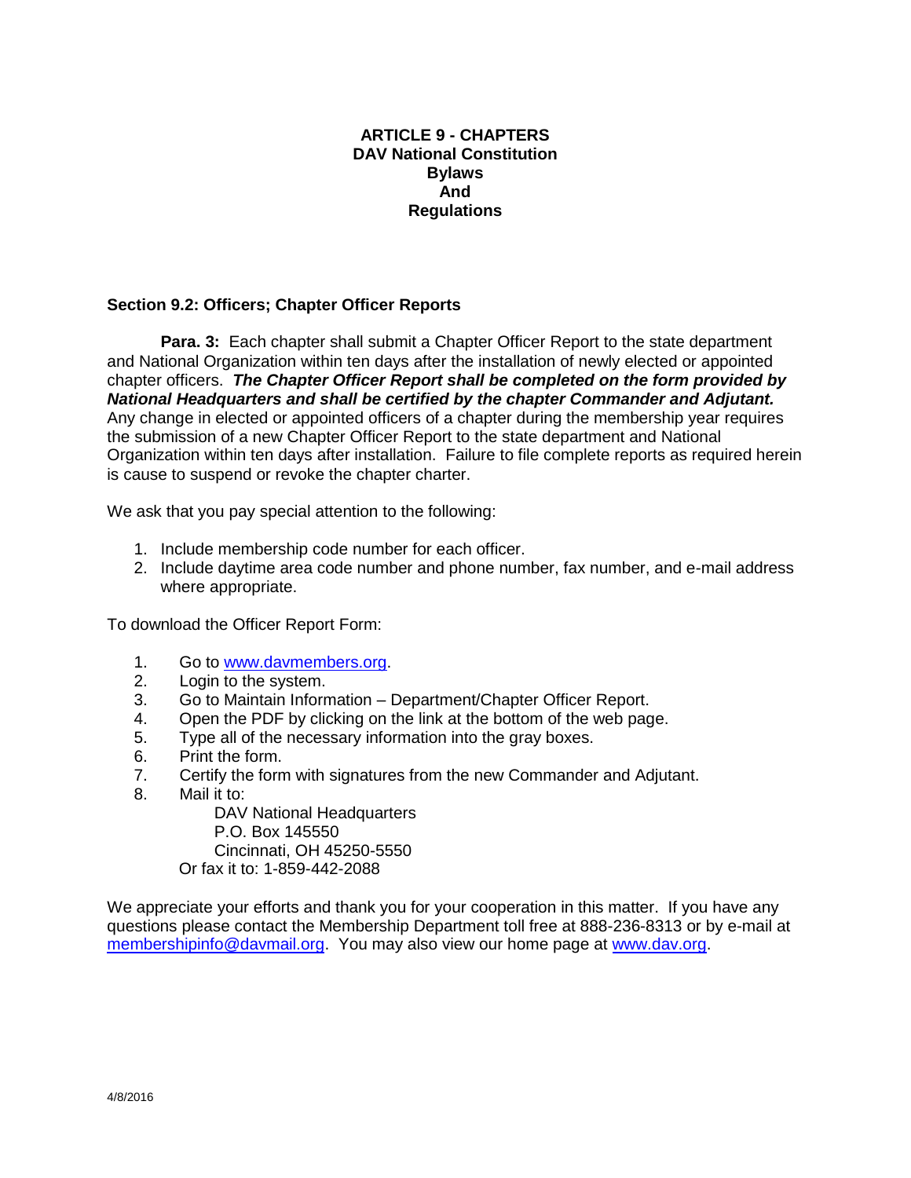# ARTICLE 9 - CHAPTERS
## DAV National Constitution
## Bylaws
## And
## Regulations

### Section 9.2: Officers; Chapter Officer Reports

**Para. 3:** Each chapter shall submit a Chapter Officer Report to the state department and National Organization within ten days after the installation of newly elected or appointed chapter officers. ***The Chapter Officer Report shall be completed on the form provided by National Headquarters and shall be certified by the chapter Commander and Adjutant.*** Any change in elected or appointed officers of a chapter during the membership year requires the submission of a new Chapter Officer Report to the state department and National Organization within ten days after installation. Failure to file complete reports as required herein is cause to suspend or revoke the chapter charter.

We ask that you pay special attention to the following:

1. Include membership code number for each officer.
2. Include daytime area code number and phone number, fax number, and e-mail address where appropriate.

To download the Officer Report Form:

1. Go to www.davmembers.org.
2. Login to the system.
3. Go to Maintain Information – Department/Chapter Officer Report.
4. Open the PDF by clicking on the link at the bottom of the web page.
5. Type all of the necessary information into the gray boxes.
6. Print the form.
7. Certify the form with signatures from the new Commander and Adjutant.
8. Mail it to:

   DAV National Headquarters
   P.O. Box 145550
   Cincinnati, OH 45250-5550

   Or fax it to: 1-859-442-2088

We appreciate your efforts and thank you for your cooperation in this matter. If you have any questions please contact the Membership Department toll free at 888-236-8313 or by e-mail at membershipinfo@davmail.org. You may also view our home page at www.dav.org.

4/8/2016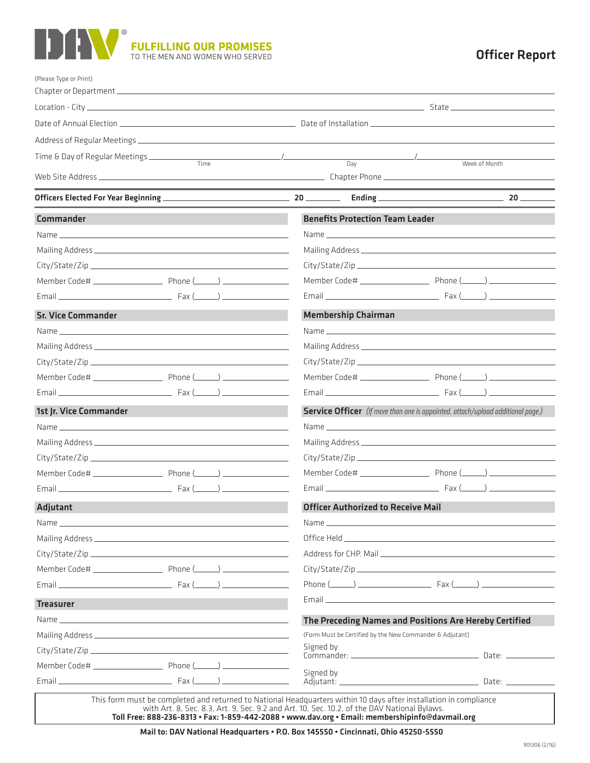DAV® **FULFILLING OUR PROMISES** TO THE MEN AND WOMEN WHO SERVED

# Officer Report

(Please Type or Print)

Chapter or Department \_\_\_\_\_\_\_\_\_\_\_\_\_\_\_\_\_\_\_\_

Location - City \_\_\_\_\_\_\_\_\_\_\_\_\_\_\_\_\_\_\_\_ State \_\_\_\_\_\_\_\_\_\_

Date of Annual Election \_\_\_\_\_\_\_\_\_\_\_\_\_\_\_\_\_\_\_\_ Date of Installation \_\_\_\_\_\_\_\_\_\_\_\_\_\_\_\_\_\_\_\_

Address of Regular Meetings \_\_\_\_\_\_\_\_\_\_\_\_\_\_\_\_\_\_\_\_

Time & Day of Regular Meetings \_\_\_\_\_\_\_\_\_\_ / \_\_\_\_\_\_\_\_\_\_ / \_\_\_\_\_\_\_\_\_\_
Time / Day / Week of Month

Web Site Address \_\_\_\_\_\_\_\_\_\_\_\_\_\_\_\_\_\_\_\_ Chapter Phone \_\_\_\_\_\_\_\_\_\_\_\_\_\_\_\_\_\_\_\_

**Officers Elected For Year Beginning** \_\_\_\_\_\_\_\_\_\_\_\_\_\_\_\_\_\_\_\_ **20** \_\_\_\_\_\_ **Ending** \_\_\_\_\_\_\_\_\_\_\_\_\_\_\_\_\_\_\_\_ **20** \_\_\_\_\_\_

## Commander

Name \_\_\_\_\_\_\_\_\_\_\_\_\_\_\_\_\_\_\_\_

Mailing Address \_\_\_\_\_\_\_\_\_\_\_\_\_\_\_\_\_\_\_\_

City/State/Zip \_\_\_\_\_\_\_\_\_\_\_\_\_\_\_\_\_\_\_\_

Member Code# \_\_\_\_\_\_\_\_\_\_ Phone (\_\_\_\_) \_\_\_\_\_\_\_\_\_\_

Email \_\_\_\_\_\_\_\_\_\_\_\_\_\_\_\_\_\_\_\_ Fax (\_\_\_\_) \_\_\_\_\_\_\_\_\_\_

## Sr. Vice Commander

Name \_\_\_\_\_\_\_\_\_\_\_\_\_\_\_\_\_\_\_\_

Mailing Address \_\_\_\_\_\_\_\_\_\_\_\_\_\_\_\_\_\_\_\_

City/State/Zip \_\_\_\_\_\_\_\_\_\_\_\_\_\_\_\_\_\_\_\_

Member Code# \_\_\_\_\_\_\_\_\_\_ Phone (\_\_\_\_) \_\_\_\_\_\_\_\_\_\_

Email \_\_\_\_\_\_\_\_\_\_\_\_\_\_\_\_\_\_\_\_ Fax (\_\_\_\_) \_\_\_\_\_\_\_\_\_\_

## 1st Jr. Vice Commander

Name \_\_\_\_\_\_\_\_\_\_\_\_\_\_\_\_\_\_\_\_

Mailing Address \_\_\_\_\_\_\_\_\_\_\_\_\_\_\_\_\_\_\_\_

City/State/Zip \_\_\_\_\_\_\_\_\_\_\_\_\_\_\_\_\_\_\_\_

Member Code# \_\_\_\_\_\_\_\_\_\_ Phone (\_\_\_\_) \_\_\_\_\_\_\_\_\_\_

Email \_\_\_\_\_\_\_\_\_\_\_\_\_\_\_\_\_\_\_\_ Fax (\_\_\_\_) \_\_\_\_\_\_\_\_\_\_

## Adjutant

Name \_\_\_\_\_\_\_\_\_\_\_\_\_\_\_\_\_\_\_\_

Mailing Address \_\_\_\_\_\_\_\_\_\_\_\_\_\_\_\_\_\_\_\_

City/State/Zip \_\_\_\_\_\_\_\_\_\_\_\_\_\_\_\_\_\_\_\_

Member Code# \_\_\_\_\_\_\_\_\_\_ Phone (\_\_\_\_) \_\_\_\_\_\_\_\_\_\_

Email \_\_\_\_\_\_\_\_\_\_\_\_\_\_\_\_\_\_\_\_ Fax (\_\_\_\_) \_\_\_\_\_\_\_\_\_\_

## Treasurer

Name \_\_\_\_\_\_\_\_\_\_\_\_\_\_\_\_\_\_\_\_

Mailing Address \_\_\_\_\_\_\_\_\_\_\_\_\_\_\_\_\_\_\_\_

City/State/Zip \_\_\_\_\_\_\_\_\_\_\_\_\_\_\_\_\_\_\_\_

Member Code# \_\_\_\_\_\_\_\_\_\_ Phone (\_\_\_\_) \_\_\_\_\_\_\_\_\_\_

Email \_\_\_\_\_\_\_\_\_\_\_\_\_\_\_\_\_\_\_\_ Fax (\_\_\_\_) \_\_\_\_\_\_\_\_\_\_

## Benefits Protection Team Leader

Name \_\_\_\_\_\_\_\_\_\_\_\_\_\_\_\_\_\_\_\_

Mailing Address \_\_\_\_\_\_\_\_\_\_\_\_\_\_\_\_\_\_\_\_

City/State/Zip \_\_\_\_\_\_\_\_\_\_\_\_\_\_\_\_\_\_\_\_

Member Code# \_\_\_\_\_\_\_\_\_\_ Phone (\_\_\_\_) \_\_\_\_\_\_\_\_\_\_

Email \_\_\_\_\_\_\_\_\_\_\_\_\_\_\_\_\_\_\_\_ Fax (\_\_\_\_) \_\_\_\_\_\_\_\_\_\_

## Membership Chairman

Name \_\_\_\_\_\_\_\_\_\_\_\_\_\_\_\_\_\_\_\_

Mailing Address \_\_\_\_\_\_\_\_\_\_\_\_\_\_\_\_\_\_\_\_

City/State/Zip \_\_\_\_\_\_\_\_\_\_\_\_\_\_\_\_\_\_\_\_

Member Code# \_\_\_\_\_\_\_\_\_\_ Phone (\_\_\_\_) \_\_\_\_\_\_\_\_\_\_

Email \_\_\_\_\_\_\_\_\_\_\_\_\_\_\_\_\_\_\_\_ Fax (\_\_\_\_) \_\_\_\_\_\_\_\_\_\_

## Service Officer *(If more than one is appointed, attach/upload additional page.)*

Name \_\_\_\_\_\_\_\_\_\_\_\_\_\_\_\_\_\_\_\_

Mailing Address \_\_\_\_\_\_\_\_\_\_\_\_\_\_\_\_\_\_\_\_

City/State/Zip \_\_\_\_\_\_\_\_\_\_\_\_\_\_\_\_\_\_\_\_

Member Code# \_\_\_\_\_\_\_\_\_\_ Phone (\_\_\_\_) \_\_\_\_\_\_\_\_\_\_

Email \_\_\_\_\_\_\_\_\_\_\_\_\_\_\_\_\_\_\_\_ Fax (\_\_\_\_) \_\_\_\_\_\_\_\_\_\_

## Officer Authorized to Receive Mail

Name \_\_\_\_\_\_\_\_\_\_\_\_\_\_\_\_\_\_\_\_

Office Held \_\_\_\_\_\_\_\_\_\_\_\_\_\_\_\_\_\_\_\_

Address for CHP. Mail \_\_\_\_\_\_\_\_\_\_\_\_\_\_\_\_\_\_\_\_

City/State/Zip \_\_\_\_\_\_\_\_\_\_\_\_\_\_\_\_\_\_\_\_

Phone (\_\_\_\_) \_\_\_\_\_\_\_\_\_\_ Fax (\_\_\_\_) \_\_\_\_\_\_\_\_\_\_

Email \_\_\_\_\_\_\_\_\_\_\_\_\_\_\_\_\_\_\_\_

## The Preceding Names and Positions Are Hereby Certified

(Form Must be Certified by the New Commander & Adjutant)

Signed by Commander: \_\_\_\_\_\_\_\_\_\_\_\_\_\_\_\_\_\_\_\_ Date: \_\_\_\_\_\_\_\_\_\_

Signed by Adjutant: \_\_\_\_\_\_\_\_\_\_\_\_\_\_\_\_\_\_\_\_ Date: \_\_\_\_\_\_\_\_\_\_

This form must be completed and returned to National Headquarters within 10 days after installation in compliance with Art. 8, Sec. 8.3, Art. 9, Sec. 9.2 and Art. 10, Sec. 10.2, of the DAV National Bylaws.
**Toll Free: 888-236-8313 • Fax: 1-859-442-2088 • www.dav.org • Email: membershipinfo@davmail.org**

**Mail to: DAV National Headquarters • P.O. Box 145550 • Cincinnati, Ohio 45250-5550**

901306 (2/16)